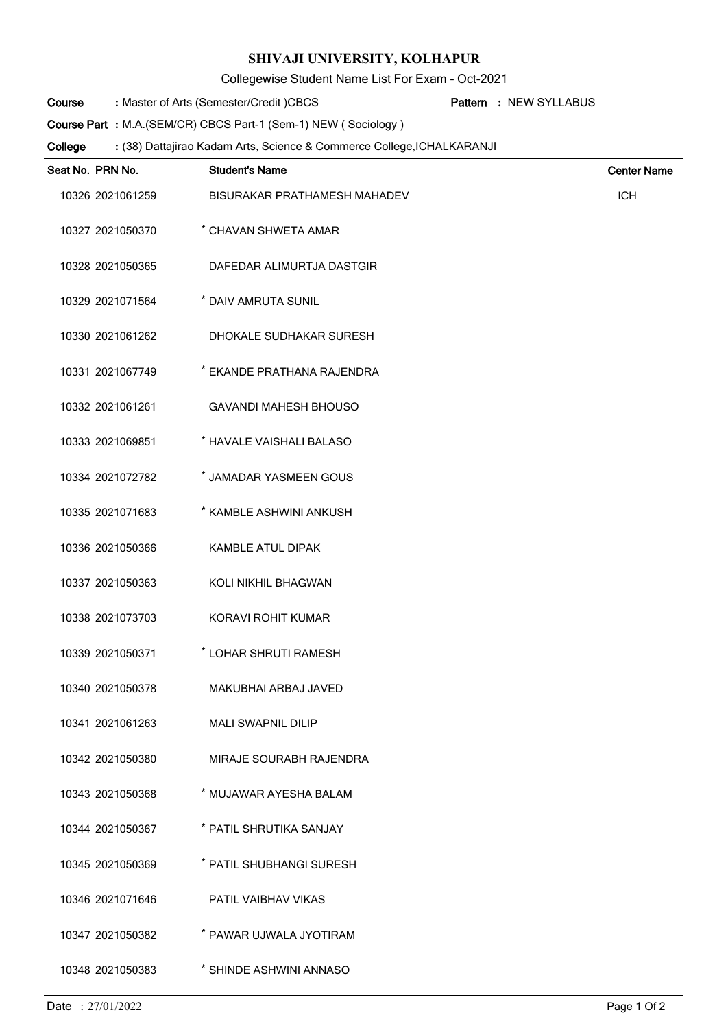# SHIVAJI UNIVERSITY, KOLHAPUR

Collegewise Student Name List For Exam - Oct-2021

**Course** : Master of Arts (Semester/Credit )CBCS **Pattern** : NEW SYLLABUS

**Course Part** : M.A.(SEM/CR) CBCS Part-1 (Sem-1) NEW ( Sociology )

**College** : (38) Dattajirao Kadam Arts, Science & Commerce College,ICHALKARANJI

| Seat No. | PRN No. | Student's Name | Center Name |
|---|---|---|---|
| 10326 | 2021061259 | BISURAKAR PRATHAMESH MAHADEV | ICH |
| 10327 | 2021050370 | * CHAVAN SHWETA AMAR | |
| 10328 | 2021050365 | DAFEDAR ALIMURTJA DASTGIR | |
| 10329 | 2021071564 | * DAIV AMRUTA SUNIL | |
| 10330 | 2021061262 | DHOKALE SUDHAKAR SURESH | |
| 10331 | 2021067749 | * EKANDE PRATHANA RAJENDRA | |
| 10332 | 2021061261 | GAVANDI MAHESH BHOUSO | |
| 10333 | 2021069851 | * HAVALE VAISHALI BALASO | |
| 10334 | 2021072782 | * JAMADAR YASMEEN GOUS | |
| 10335 | 2021071683 | * KAMBLE ASHWINI ANKUSH | |
| 10336 | 2021050366 | KAMBLE ATUL DIPAK | |
| 10337 | 2021050363 | KOLI NIKHIL BHAGWAN | |
| 10338 | 2021073703 | KORAVI ROHIT KUMAR | |
| 10339 | 2021050371 | * LOHAR SHRUTI RAMESH | |
| 10340 | 2021050378 | MAKUBHAI ARBAJ JAVED | |
| 10341 | 2021061263 | MALI SWAPNIL DILIP | |
| 10342 | 2021050380 | MIRAJE SOURABH RAJENDRA | |
| 10343 | 2021050368 | * MUJAWAR AYESHA BALAM | |
| 10344 | 2021050367 | * PATIL SHRUTIKA SANJAY | |
| 10345 | 2021050369 | * PATIL SHUBHANGI SURESH | |
| 10346 | 2021071646 | PATIL VAIBHAV VIKAS | |
| 10347 | 2021050382 | * PAWAR UJWALA JYOTIRAM | |
| 10348 | 2021050383 | * SHINDE ASHWINI ANNASO | |

Date : 27/01/2022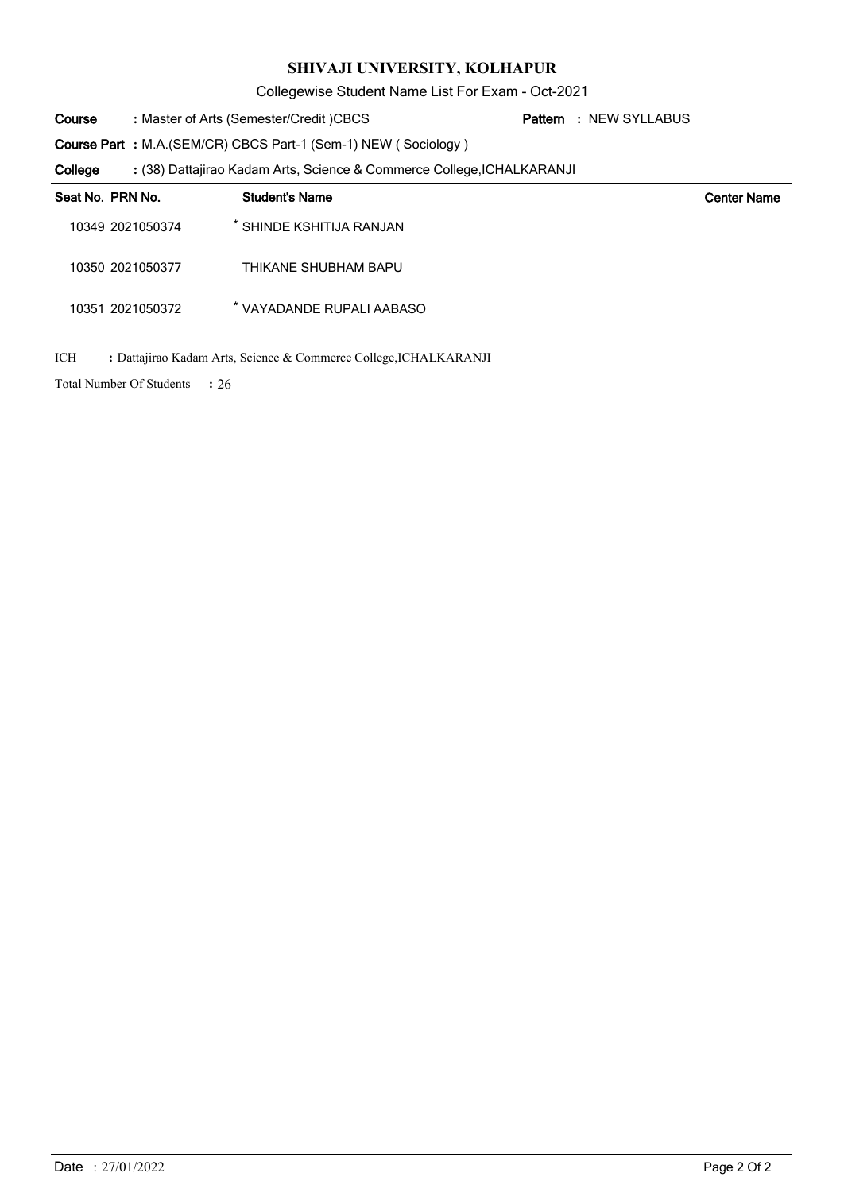**SHIVAJI UNIVERSITY, KOLHAPUR**

Collegewise Student Name List For Exam - Oct-2021

**Course** : Master of Arts (Semester/Credit )CBCS **Pattern** : NEW SYLLABUS

**Course Part** : M.A.(SEM/CR) CBCS Part-1 (Sem-1) NEW ( Sociology )

**College** : (38) Dattajirao Kadam Arts, Science & Commerce College,ICHALKARANJI

| Seat No. | PRN No. | Student's Name | Center Name |
|---|---|---|---|
| 10349 | 2021050374 | * SHINDE KSHITIJA RANJAN | |
| 10350 | 2021050377 | THIKANE SHUBHAM BAPU | |
| 10351 | 2021050372 | * VAYADANDE RUPALI AABASO | |

ICH : Dattajirao Kadam Arts, Science & Commerce College,ICHALKARANJI

Total Number Of Students : 26

Date : 27/01/2022